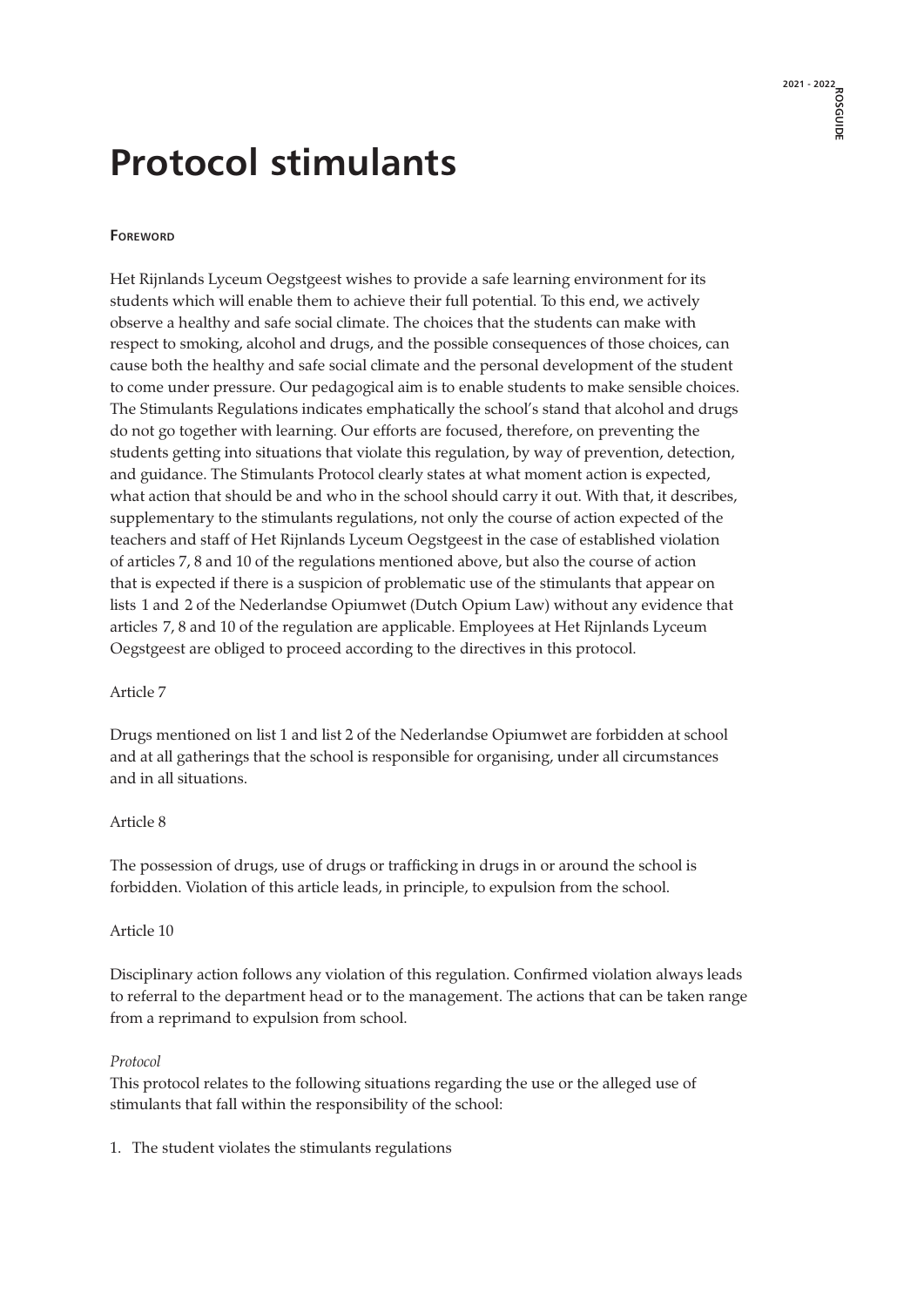# Protocol stimulants

**FOREWORD**

Het Rijnlands Lyceum Oegstgeest wishes to provide a safe learning environment for its students which will enable them to achieve their full potential. To this end, we actively observe a healthy and safe social climate. The choices that the students can make with respect to smoking, alcohol and drugs, and the possible consequences of those choices, can cause both the healthy and safe social climate and the personal development of the student to come under pressure. Our pedagogical aim is to enable students to make sensible choices. The Stimulants Regulations indicates emphatically the school's stand that alcohol and drugs do not go together with learning. Our efforts are focused, therefore, on preventing the students getting into situations that violate this regulation, by way of prevention, detection, and guidance. The Stimulants Protocol clearly states at what moment action is expected, what action that should be and who in the school should carry it out. With that, it describes, supplementary to the stimulants regulations, not only the course of action expected of the teachers and staff of Het Rijnlands Lyceum Oegstgeest in the case of established violation of articles 7, 8 and 10 of the regulations mentioned above, but also the course of action that is expected if there is a suspicion of problematic use of the stimulants that appear on lists 1 and 2 of the Nederlandse Opiumwet (Dutch Opium Law) without any evidence that articles 7, 8 and 10 of the regulation are applicable. Employees at Het Rijnlands Lyceum Oegstgeest are obliged to proceed according to the directives in this protocol.

Article 7

Drugs mentioned on list 1 and list 2 of the Nederlandse Opiumwet are forbidden at school and at all gatherings that the school is responsible for organising, under all circumstances and in all situations.

Article 8

The possession of drugs, use of drugs or trafficking in drugs in or around the school is forbidden. Violation of this article leads, in principle, to expulsion from the school.

Article 10

Disciplinary action follows any violation of this regulation. Confirmed violation always leads to referral to the department head or to the management. The actions that can be taken range from a reprimand to expulsion from school.

*Protocol*

This protocol relates to the following situations regarding the use or the alleged use of stimulants that fall within the responsibility of the school:

1. The student violates the stimulants regulations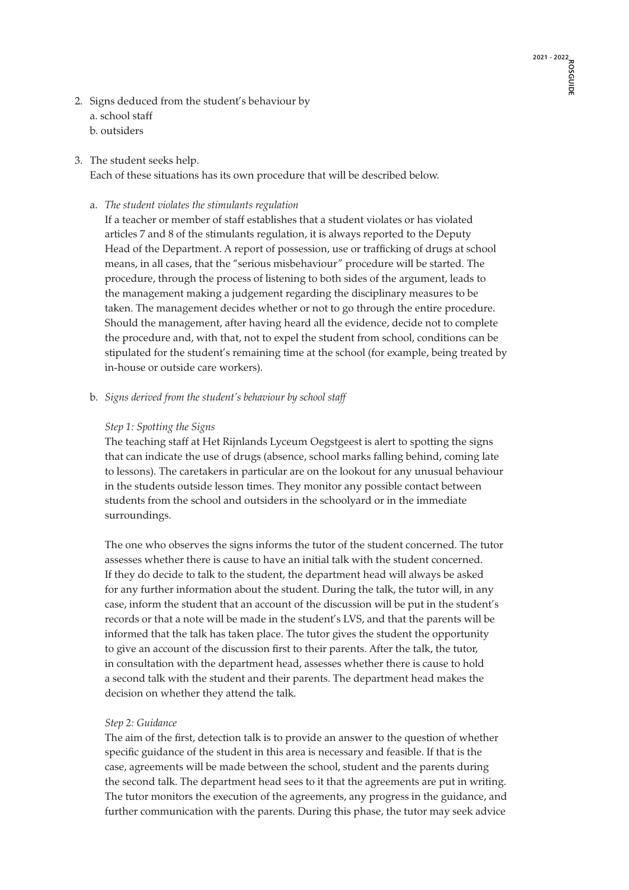2. Signs deduced from the student's behaviour by
   a. school staff
   b. outsiders

3. The student seeks help.
   Each of these situations has its own procedure that will be described below.

   a. *The student violates the stimulants regulation*
   If a teacher or member of staff establishes that a student violates or has violated articles 7 and 8 of the stimulants regulation, it is always reported to the Deputy Head of the Department. A report of possession, use or trafficking of drugs at school means, in all cases, that the "serious misbehaviour" procedure will be started. The procedure, through the process of listening to both sides of the argument, leads to the management making a judgement regarding the disciplinary measures to be taken. The management decides whether or not to go through the entire procedure. Should the management, after having heard all the evidence, decide not to complete the procedure and, with that, not to expel the student from school, conditions can be stipulated for the student's remaining time at the school (for example, being treated by in-house or outside care workers).

   b. *Signs derived from the student's behaviour by school staff*

   *Step 1: Spotting the Signs*
   The teaching staff at Het Rijnlands Lyceum Oegstgeest is alert to spotting the signs that can indicate the use of drugs (absence, school marks falling behind, coming late to lessons). The caretakers in particular are on the lookout for any unusual behaviour in the students outside lesson times. They monitor any possible contact between students from the school and outsiders in the schoolyard or in the immediate surroundings.

   The one who observes the signs informs the tutor of the student concerned. The tutor assesses whether there is cause to have an initial talk with the student concerned. If they do decide to talk to the student, the department head will always be asked for any further information about the student. During the talk, the tutor will, in any case, inform the student that an account of the discussion will be put in the student's records or that a note will be made in the student's LVS, and that the parents will be informed that the talk has taken place. The tutor gives the student the opportunity to give an account of the discussion first to their parents. After the talk, the tutor, in consultation with the department head, assesses whether there is cause to hold a second talk with the student and their parents. The department head makes the decision on whether they attend the talk.

   *Step 2: Guidance*
   The aim of the first, detection talk is to provide an answer to the question of whether specific guidance of the student in this area is necessary and feasible. If that is the case, agreements will be made between the school, student and the parents during the second talk. The department head sees to it that the agreements are put in writing. The tutor monitors the execution of the agreements, any progress in the guidance, and further communication with the parents. During this phase, the tutor may seek advice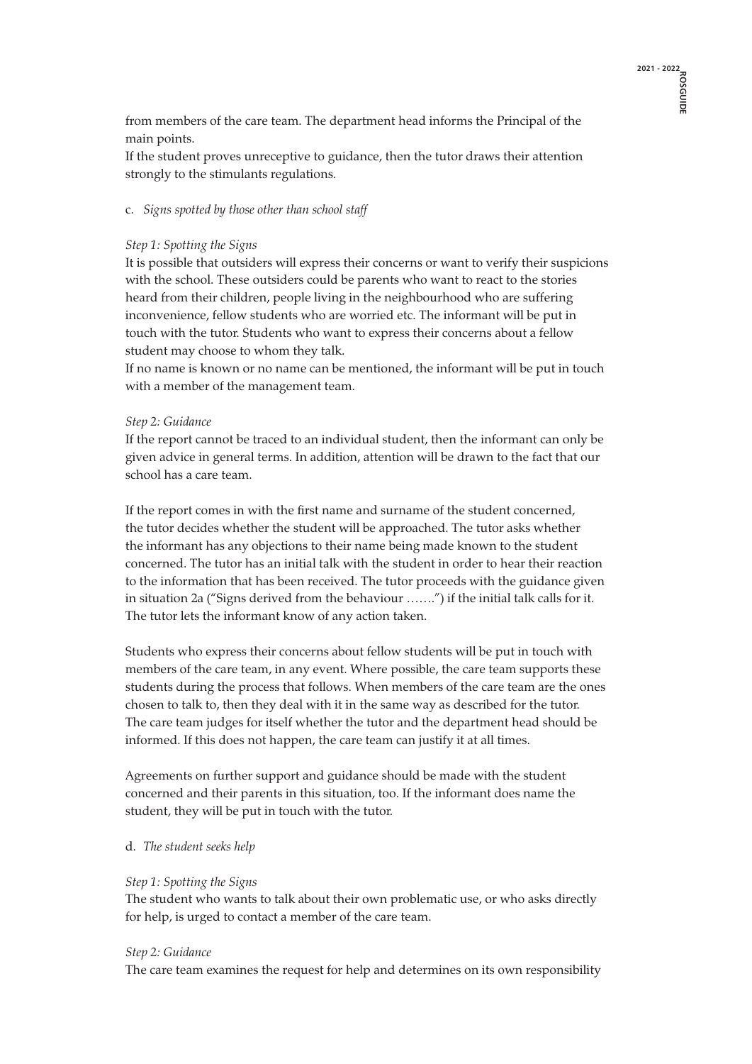from members of the care team. The department head informs the Principal of the main points.
If the student proves unreceptive to guidance, then the tutor draws their attention strongly to the stimulants regulations.

c. *Signs spotted by those other than school staff*

*Step 1: Spotting the Signs*
It is possible that outsiders will express their concerns or want to verify their suspicions with the school. These outsiders could be parents who want to react to the stories heard from their children, people living in the neighbourhood who are suffering inconvenience, fellow students who are worried etc. The informant will be put in touch with the tutor. Students who want to express their concerns about a fellow student may choose to whom they talk.
If no name is known or no name can be mentioned, the informant will be put in touch with a member of the management team.

*Step 2: Guidance*
If the report cannot be traced to an individual student, then the informant can only be given advice in general terms. In addition, attention will be drawn to the fact that our school has a care team.

If the report comes in with the first name and surname of the student concerned, the tutor decides whether the student will be approached. The tutor asks whether the informant has any objections to their name being made known to the student concerned. The tutor has an initial talk with the student in order to hear their reaction to the information that has been received. The tutor proceeds with the guidance given in situation 2a ("Signs derived from the behaviour …….") if the initial talk calls for it. The tutor lets the informant know of any action taken.

Students who express their concerns about fellow students will be put in touch with members of the care team, in any event. Where possible, the care team supports these students during the process that follows. When members of the care team are the ones chosen to talk to, then they deal with it in the same way as described for the tutor. The care team judges for itself whether the tutor and the department head should be informed. If this does not happen, the care team can justify it at all times.

Agreements on further support and guidance should be made with the student concerned and their parents in this situation, too. If the informant does name the student, they will be put in touch with the tutor.

d. *The student seeks help*

*Step 1: Spotting the Signs*
The student who wants to talk about their own problematic use, or who asks directly for help, is urged to contact a member of the care team.

*Step 2: Guidance*
The care team examines the request for help and determines on its own responsibility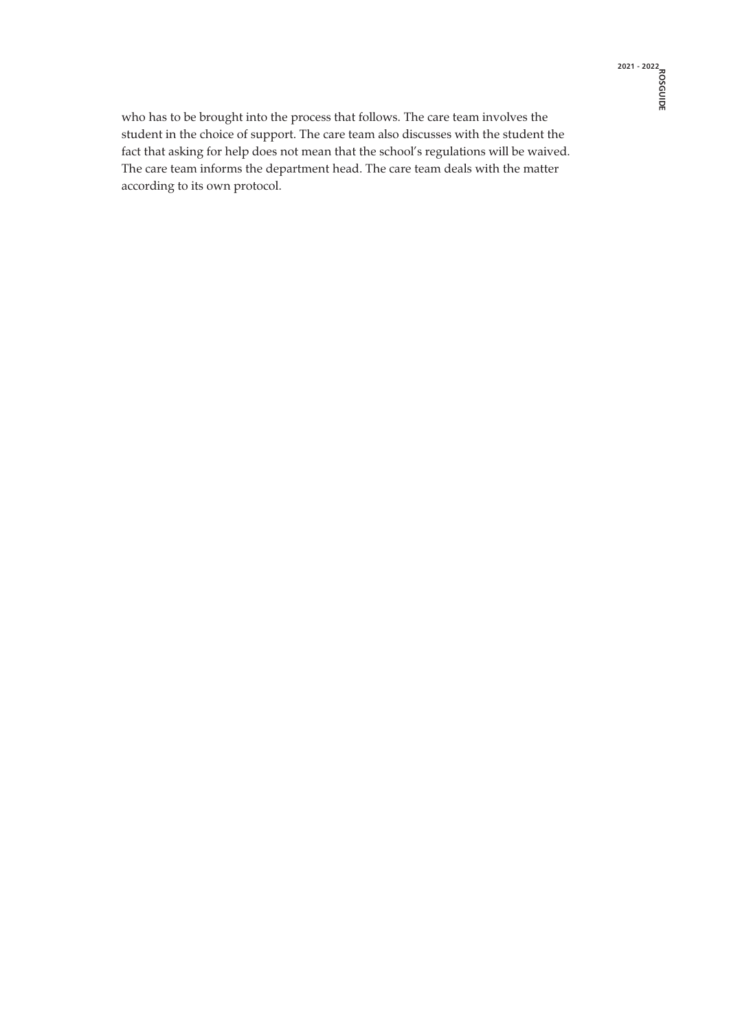who has to be brought into the process that follows. The care team involves the student in the choice of support. The care team also discusses with the student the fact that asking for help does not mean that the school's regulations will be waived. The care team informs the department head. The care team deals with the matter according to its own protocol.